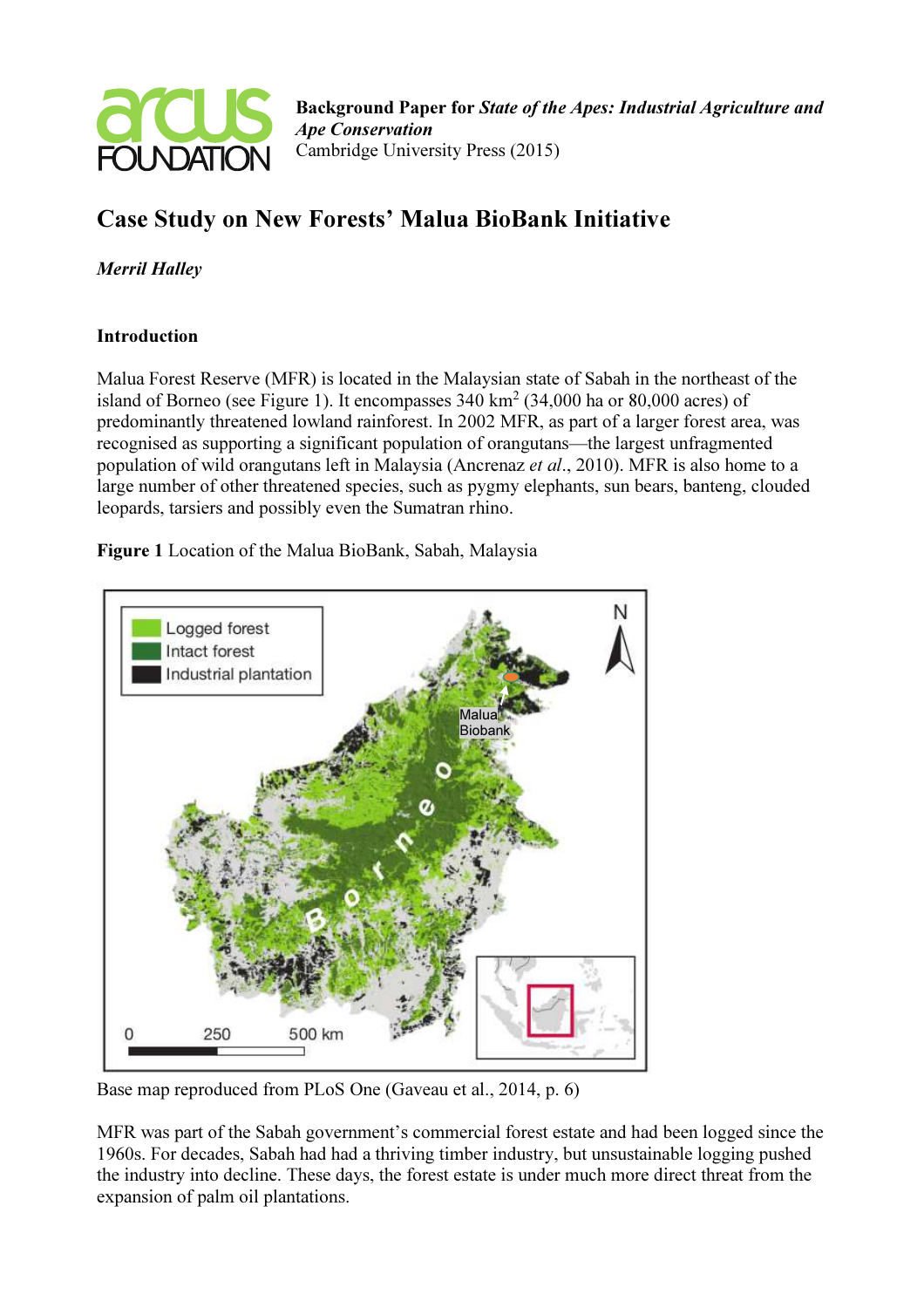**Background Paper for *State of the Apes: Industrial Agriculture and Ape Conservation***
Cambridge University Press (2015)

# Case Study on New Forests' Malua BioBank Initiative

***Merril Halley***

## Introduction

Malua Forest Reserve (MFR) is located in the Malaysian state of Sabah in the northeast of the island of Borneo (see Figure 1). It encompasses 340 $km^2$ (34,000 ha or 80,000 acres) of predominantly threatened lowland rainforest. In 2002 MFR, as part of a larger forest area, was recognised as supporting a significant population of orangutans—the largest unfragmented population of wild orangutans left in Malaysia (Ancrenaz *et al*., 2010). MFR is also home to a large number of other threatened species, such as pygmy elephants, sun bears, banteng, clouded leopards, tarsiers and possibly even the Sumatran rhino.

**Figure 1** Location of the Malua BioBank, Sabah, Malaysia

Base map reproduced from PLoS One (Gaveau et al., 2014, p. 6)

MFR was part of the Sabah government's commercial forest estate and had been logged since the 1960s. For decades, Sabah had had a thriving timber industry, but unsustainable logging pushed the industry into decline. These days, the forest estate is under much more direct threat from the expansion of palm oil plantations.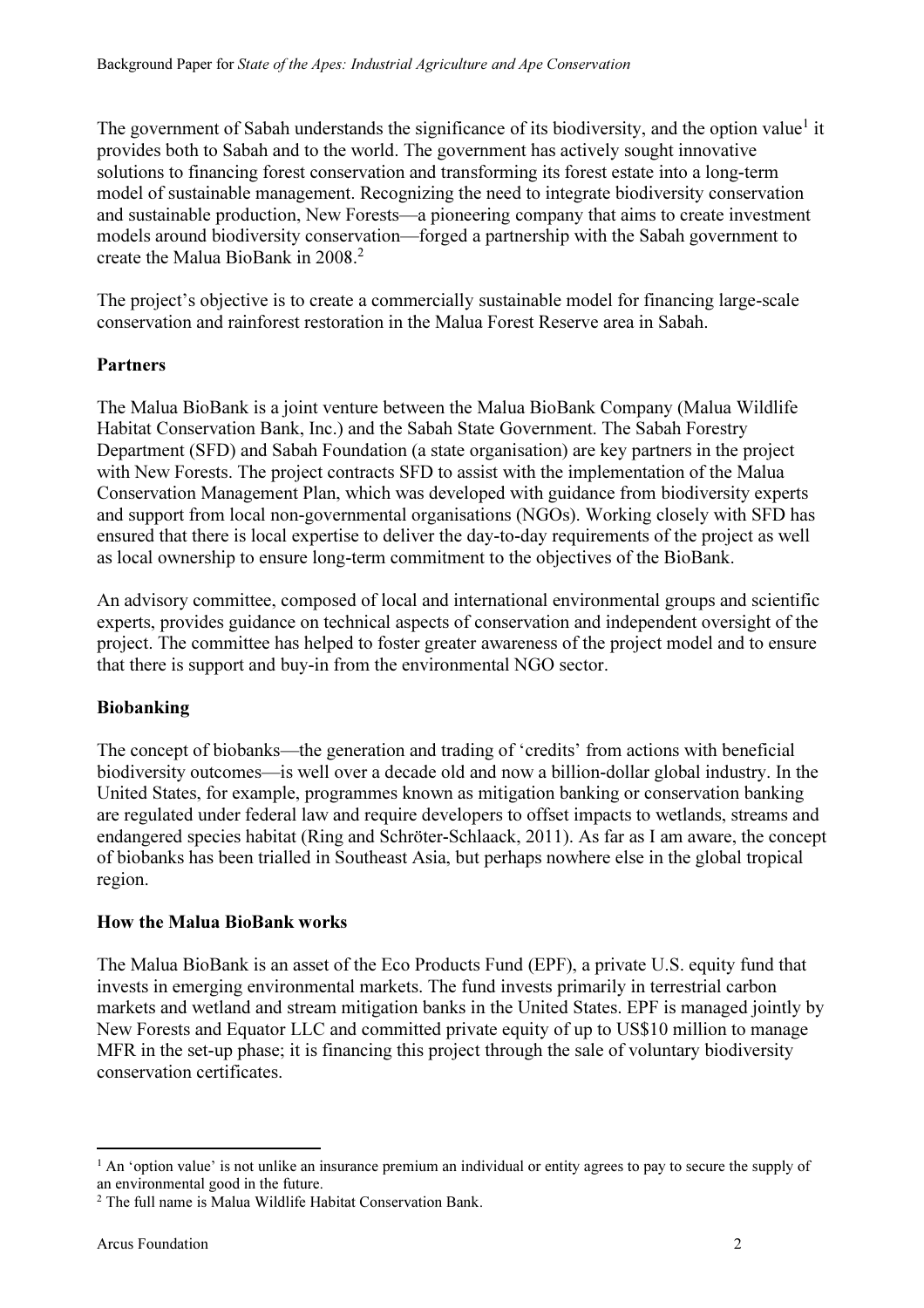The government of Sabah understands the significance of its biodiversity, and the option value[1] it provides both to Sabah and to the world. The government has actively sought innovative solutions to financing forest conservation and transforming its forest estate into a long-term model of sustainable management. Recognizing the need to integrate biodiversity conservation and sustainable production, New Forests—a pioneering company that aims to create investment models around biodiversity conservation—forged a partnership with the Sabah government to create the Malua BioBank in 2008.[2]

The project's objective is to create a commercially sustainable model for financing large-scale conservation and rainforest restoration in the Malua Forest Reserve area in Sabah.

## Partners

The Malua BioBank is a joint venture between the Malua BioBank Company (Malua Wildlife Habitat Conservation Bank, Inc.) and the Sabah State Government. The Sabah Forestry Department (SFD) and Sabah Foundation (a state organisation) are key partners in the project with New Forests. The project contracts SFD to assist with the implementation of the Malua Conservation Management Plan, which was developed with guidance from biodiversity experts and support from local non-governmental organisations (NGOs). Working closely with SFD has ensured that there is local expertise to deliver the day-to-day requirements of the project as well as local ownership to ensure long-term commitment to the objectives of the BioBank.

An advisory committee, composed of local and international environmental groups and scientific experts, provides guidance on technical aspects of conservation and independent oversight of the project. The committee has helped to foster greater awareness of the project model and to ensure that there is support and buy-in from the environmental NGO sector.

## Biobanking

The concept of biobanks—the generation and trading of 'credits' from actions with beneficial biodiversity outcomes—is well over a decade old and now a billion-dollar global industry. In the United States, for example, programmes known as mitigation banking or conservation banking are regulated under federal law and require developers to offset impacts to wetlands, streams and endangered species habitat (Ring and Schröter-Schlaack, 2011). As far as I am aware, the concept of biobanks has been trialled in Southeast Asia, but perhaps nowhere else in the global tropical region.

## How the Malua BioBank works

The Malua BioBank is an asset of the Eco Products Fund (EPF), a private U.S. equity fund that invests in emerging environmental markets. The fund invests primarily in terrestrial carbon markets and wetland and stream mitigation banks in the United States. EPF is managed jointly by New Forests and Equator LLC and committed private equity of up to US$10 million to manage MFR in the set-up phase; it is financing this project through the sale of voluntary biodiversity conservation certificates.

[1] An 'option value' is not unlike an insurance premium an individual or entity agrees to pay to secure the supply of an environmental good in the future.

[2] The full name is Malua Wildlife Habitat Conservation Bank.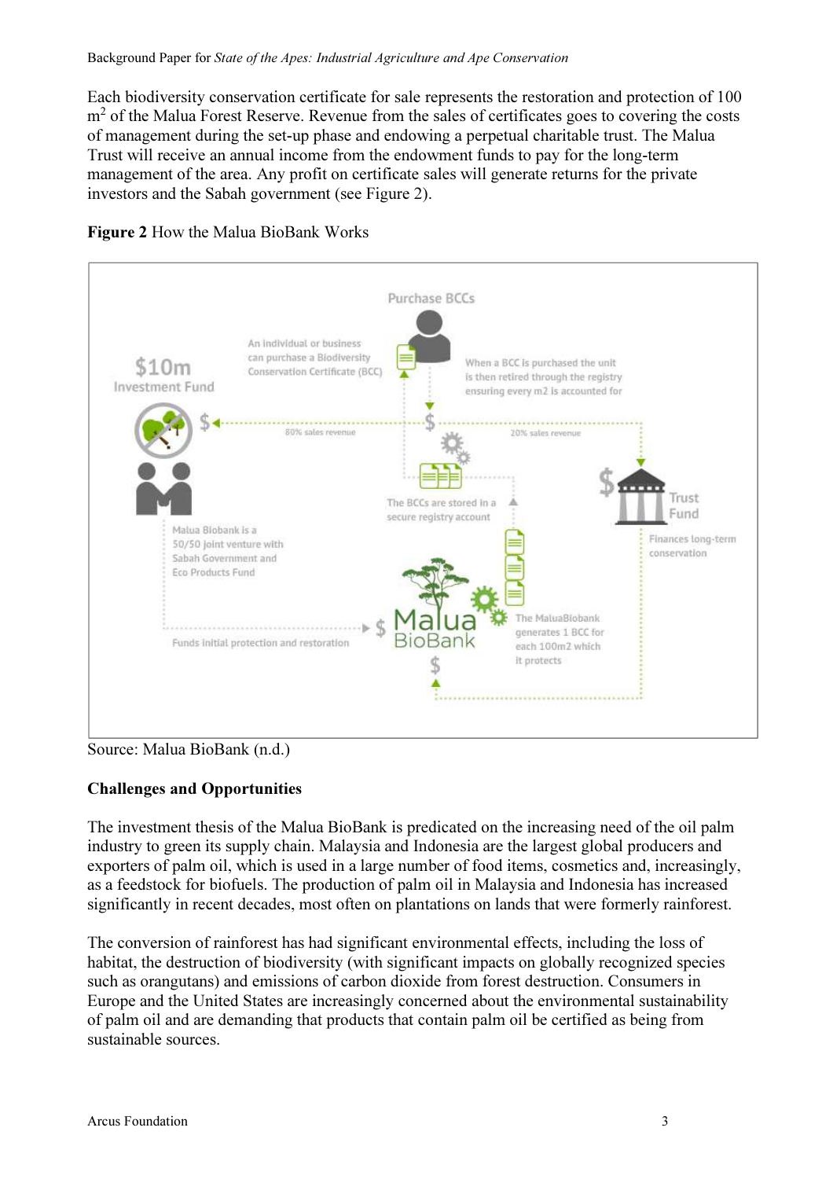Each biodiversity conservation certificate for sale represents the restoration and protection of 100 $m^2$ of the Malua Forest Reserve. Revenue from the sales of certificates goes to covering the costs of management during the set-up phase and endowing a perpetual charitable trust. The Malua Trust will receive an annual income from the endowment funds to pay for the long-term management of the area. Any profit on certificate sales will generate returns for the private investors and the Sabah government (see Figure 2).

**Figure 2** How the Malua BioBank Works

Purchase BCCs

$10m Investment Fund

An individual or business can purchase a Biodiversity Conservation Certificate (BCC)

When a BCC is purchased the unit is then retired through the registry ensuring every m2 is accounted for

80% sales revenue

20% sales revenue

The BCCs are stored in a secure registry account

Trust Fund

Finances long-term conservation

Malua Biobank is a 50/50 joint venture with Sabah Government and Eco Products Fund

Funds initial protection and restoration

Malua BioBank

The MaluaBiobank generates 1 BCC for each 100m2 which it protects

Source: Malua BioBank (n.d.)

**Challenges and Opportunities**

The investment thesis of the Malua BioBank is predicated on the increasing need of the oil palm industry to green its supply chain. Malaysia and Indonesia are the largest global producers and exporters of palm oil, which is used in a large number of food items, cosmetics and, increasingly, as a feedstock for biofuels. The production of palm oil in Malaysia and Indonesia has increased significantly in recent decades, most often on plantations on lands that were formerly rainforest.

The conversion of rainforest has had significant environmental effects, including the loss of habitat, the destruction of biodiversity (with significant impacts on globally recognized species such as orangutans) and emissions of carbon dioxide from forest destruction. Consumers in Europe and the United States are increasingly concerned about the environmental sustainability of palm oil and are demanding that products that contain palm oil be certified as being from sustainable sources.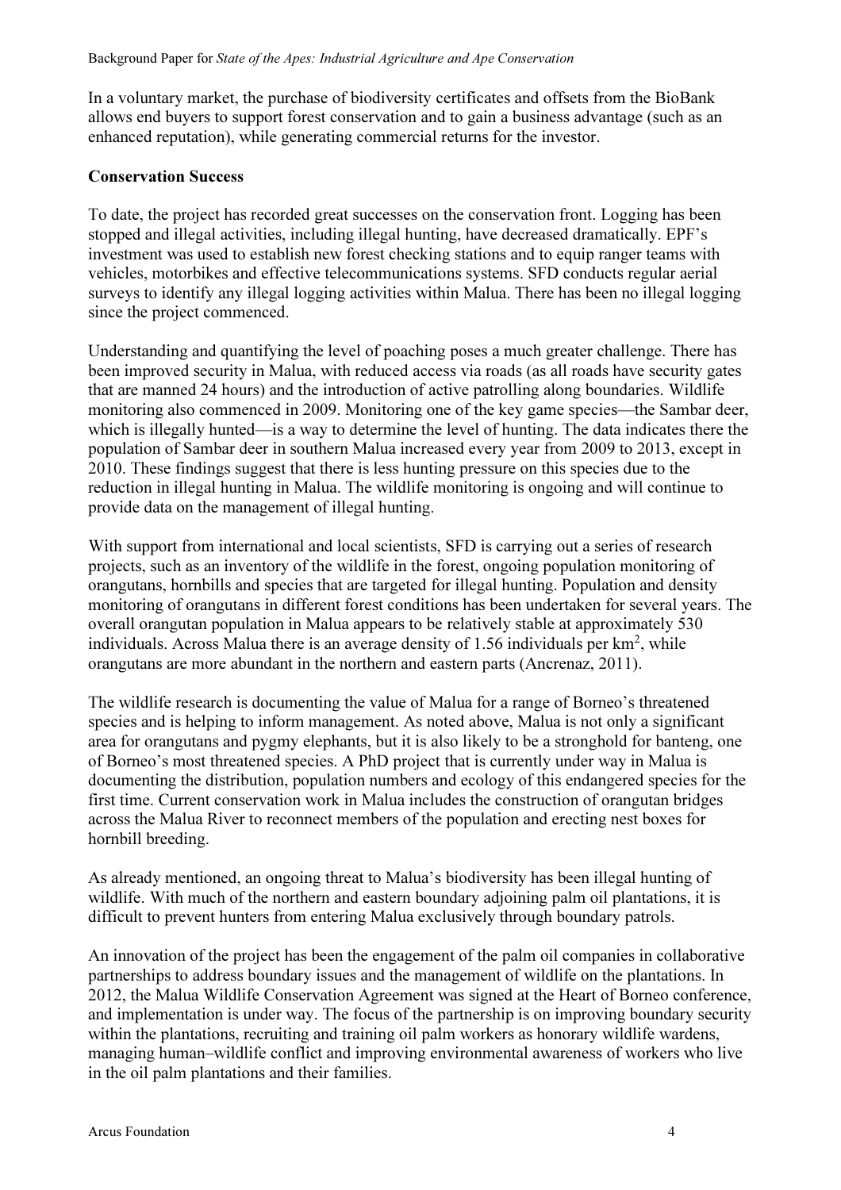In a voluntary market, the purchase of biodiversity certificates and offsets from the BioBank allows end buyers to support forest conservation and to gain a business advantage (such as an enhanced reputation), while generating commercial returns for the investor.

**Conservation Success**

To date, the project has recorded great successes on the conservation front. Logging has been stopped and illegal activities, including illegal hunting, have decreased dramatically. EPF's investment was used to establish new forest checking stations and to equip ranger teams with vehicles, motorbikes and effective telecommunications systems. SFD conducts regular aerial surveys to identify any illegal logging activities within Malua. There has been no illegal logging since the project commenced.

Understanding and quantifying the level of poaching poses a much greater challenge. There has been improved security in Malua, with reduced access via roads (as all roads have security gates that are manned 24 hours) and the introduction of active patrolling along boundaries. Wildlife monitoring also commenced in 2009. Monitoring one of the key game species—the Sambar deer, which is illegally hunted—is a way to determine the level of hunting. The data indicates there the population of Sambar deer in southern Malua increased every year from 2009 to 2013, except in 2010. These findings suggest that there is less hunting pressure on this species due to the reduction in illegal hunting in Malua. The wildlife monitoring is ongoing and will continue to provide data on the management of illegal hunting.

With support from international and local scientists, SFD is carrying out a series of research projects, such as an inventory of the wildlife in the forest, ongoing population monitoring of orangutans, hornbills and species that are targeted for illegal hunting. Population and density monitoring of orangutans in different forest conditions has been undertaken for several years. The overall orangutan population in Malua appears to be relatively stable at approximately 530 individuals. Across Malua there is an average density of 1.56 individuals per km$^2$, while orangutans are more abundant in the northern and eastern parts (Ancrenaz, 2011).

The wildlife research is documenting the value of Malua for a range of Borneo's threatened species and is helping to inform management. As noted above, Malua is not only a significant area for orangutans and pygmy elephants, but it is also likely to be a stronghold for banteng, one of Borneo's most threatened species. A PhD project that is currently under way in Malua is documenting the distribution, population numbers and ecology of this endangered species for the first time. Current conservation work in Malua includes the construction of orangutan bridges across the Malua River to reconnect members of the population and erecting nest boxes for hornbill breeding.

As already mentioned, an ongoing threat to Malua's biodiversity has been illegal hunting of wildlife. With much of the northern and eastern boundary adjoining palm oil plantations, it is difficult to prevent hunters from entering Malua exclusively through boundary patrols.

An innovation of the project has been the engagement of the palm oil companies in collaborative partnerships to address boundary issues and the management of wildlife on the plantations. In 2012, the Malua Wildlife Conservation Agreement was signed at the Heart of Borneo conference, and implementation is under way. The focus of the partnership is on improving boundary security within the plantations, recruiting and training oil palm workers as honorary wildlife wardens, managing human–wildlife conflict and improving environmental awareness of workers who live in the oil palm plantations and their families.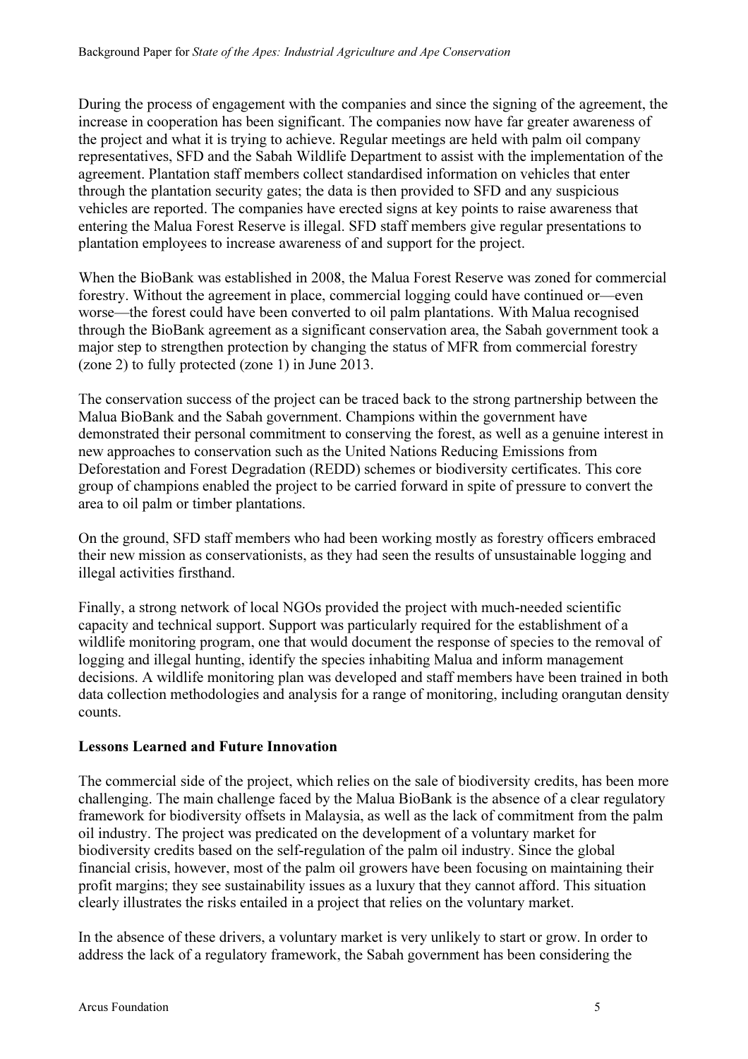During the process of engagement with the companies and since the signing of the agreement, the increase in cooperation has been significant. The companies now have far greater awareness of the project and what it is trying to achieve. Regular meetings are held with palm oil company representatives, SFD and the Sabah Wildlife Department to assist with the implementation of the agreement. Plantation staff members collect standardised information on vehicles that enter through the plantation security gates; the data is then provided to SFD and any suspicious vehicles are reported. The companies have erected signs at key points to raise awareness that entering the Malua Forest Reserve is illegal. SFD staff members give regular presentations to plantation employees to increase awareness of and support for the project.

When the BioBank was established in 2008, the Malua Forest Reserve was zoned for commercial forestry. Without the agreement in place, commercial logging could have continued or—even worse—the forest could have been converted to oil palm plantations. With Malua recognised through the BioBank agreement as a significant conservation area, the Sabah government took a major step to strengthen protection by changing the status of MFR from commercial forestry (zone 2) to fully protected (zone 1) in June 2013.

The conservation success of the project can be traced back to the strong partnership between the Malua BioBank and the Sabah government. Champions within the government have demonstrated their personal commitment to conserving the forest, as well as a genuine interest in new approaches to conservation such as the United Nations Reducing Emissions from Deforestation and Forest Degradation (REDD) schemes or biodiversity certificates. This core group of champions enabled the project to be carried forward in spite of pressure to convert the area to oil palm or timber plantations.

On the ground, SFD staff members who had been working mostly as forestry officers embraced their new mission as conservationists, as they had seen the results of unsustainable logging and illegal activities firsthand.

Finally, a strong network of local NGOs provided the project with much-needed scientific capacity and technical support. Support was particularly required for the establishment of a wildlife monitoring program, one that would document the response of species to the removal of logging and illegal hunting, identify the species inhabiting Malua and inform management decisions. A wildlife monitoring plan was developed and staff members have been trained in both data collection methodologies and analysis for a range of monitoring, including orangutan density counts.

**Lessons Learned and Future Innovation**

The commercial side of the project, which relies on the sale of biodiversity credits, has been more challenging. The main challenge faced by the Malua BioBank is the absence of a clear regulatory framework for biodiversity offsets in Malaysia, as well as the lack of commitment from the palm oil industry. The project was predicated on the development of a voluntary market for biodiversity credits based on the self-regulation of the palm oil industry. Since the global financial crisis, however, most of the palm oil growers have been focusing on maintaining their profit margins; they see sustainability issues as a luxury that they cannot afford. This situation clearly illustrates the risks entailed in a project that relies on the voluntary market.

In the absence of these drivers, a voluntary market is very unlikely to start or grow. In order to address the lack of a regulatory framework, the Sabah government has been considering the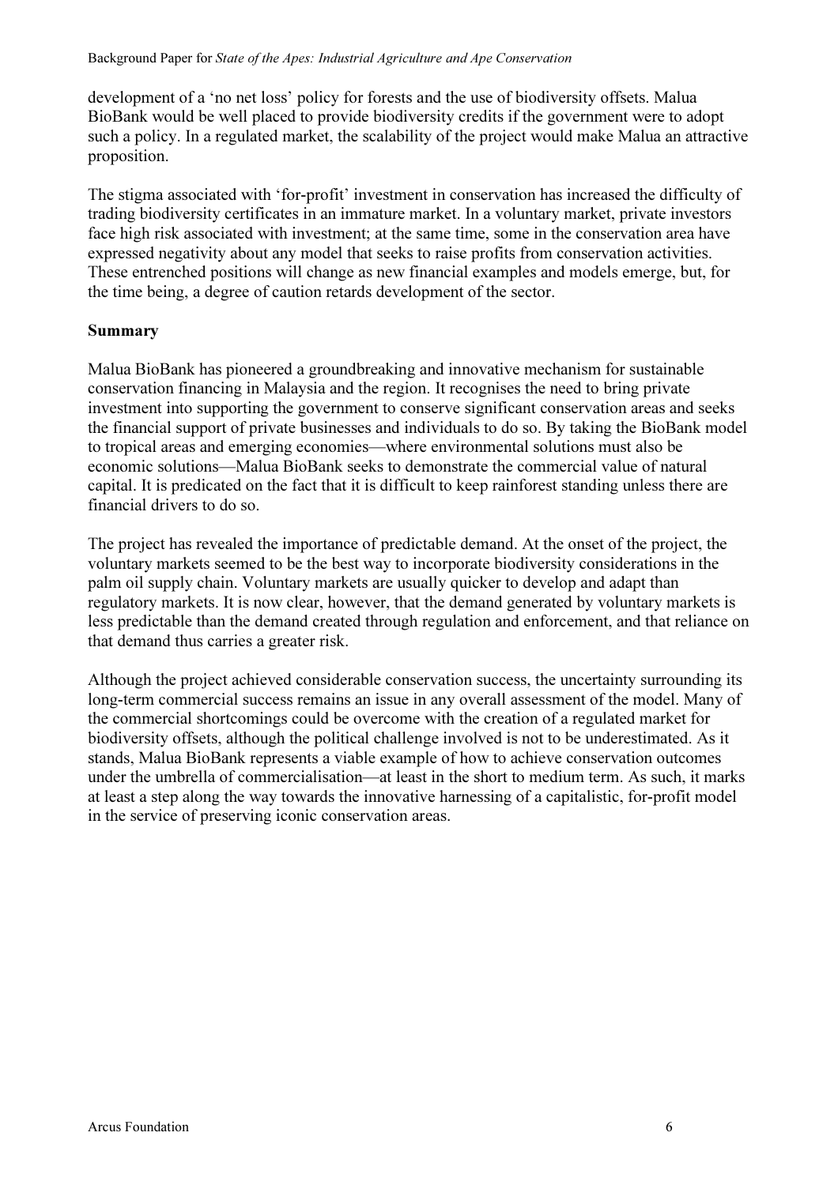development of a 'no net loss' policy for forests and the use of biodiversity offsets. Malua BioBank would be well placed to provide biodiversity credits if the government were to adopt such a policy. In a regulated market, the scalability of the project would make Malua an attractive proposition.

The stigma associated with 'for-profit' investment in conservation has increased the difficulty of trading biodiversity certificates in an immature market. In a voluntary market, private investors face high risk associated with investment; at the same time, some in the conservation area have expressed negativity about any model that seeks to raise profits from conservation activities. These entrenched positions will change as new financial examples and models emerge, but, for the time being, a degree of caution retards development of the sector.

**Summary**

Malua BioBank has pioneered a groundbreaking and innovative mechanism for sustainable conservation financing in Malaysia and the region. It recognises the need to bring private investment into supporting the government to conserve significant conservation areas and seeks the financial support of private businesses and individuals to do so. By taking the BioBank model to tropical areas and emerging economies—where environmental solutions must also be economic solutions—Malua BioBank seeks to demonstrate the commercial value of natural capital. It is predicated on the fact that it is difficult to keep rainforest standing unless there are financial drivers to do so.

The project has revealed the importance of predictable demand. At the onset of the project, the voluntary markets seemed to be the best way to incorporate biodiversity considerations in the palm oil supply chain. Voluntary markets are usually quicker to develop and adapt than regulatory markets. It is now clear, however, that the demand generated by voluntary markets is less predictable than the demand created through regulation and enforcement, and that reliance on that demand thus carries a greater risk.

Although the project achieved considerable conservation success, the uncertainty surrounding its long-term commercial success remains an issue in any overall assessment of the model. Many of the commercial shortcomings could be overcome with the creation of a regulated market for biodiversity offsets, although the political challenge involved is not to be underestimated. As it stands, Malua BioBank represents a viable example of how to achieve conservation outcomes under the umbrella of commercialisation—at least in the short to medium term. As such, it marks at least a step along the way towards the innovative harnessing of a capitalistic, for-profit model in the service of preserving iconic conservation areas.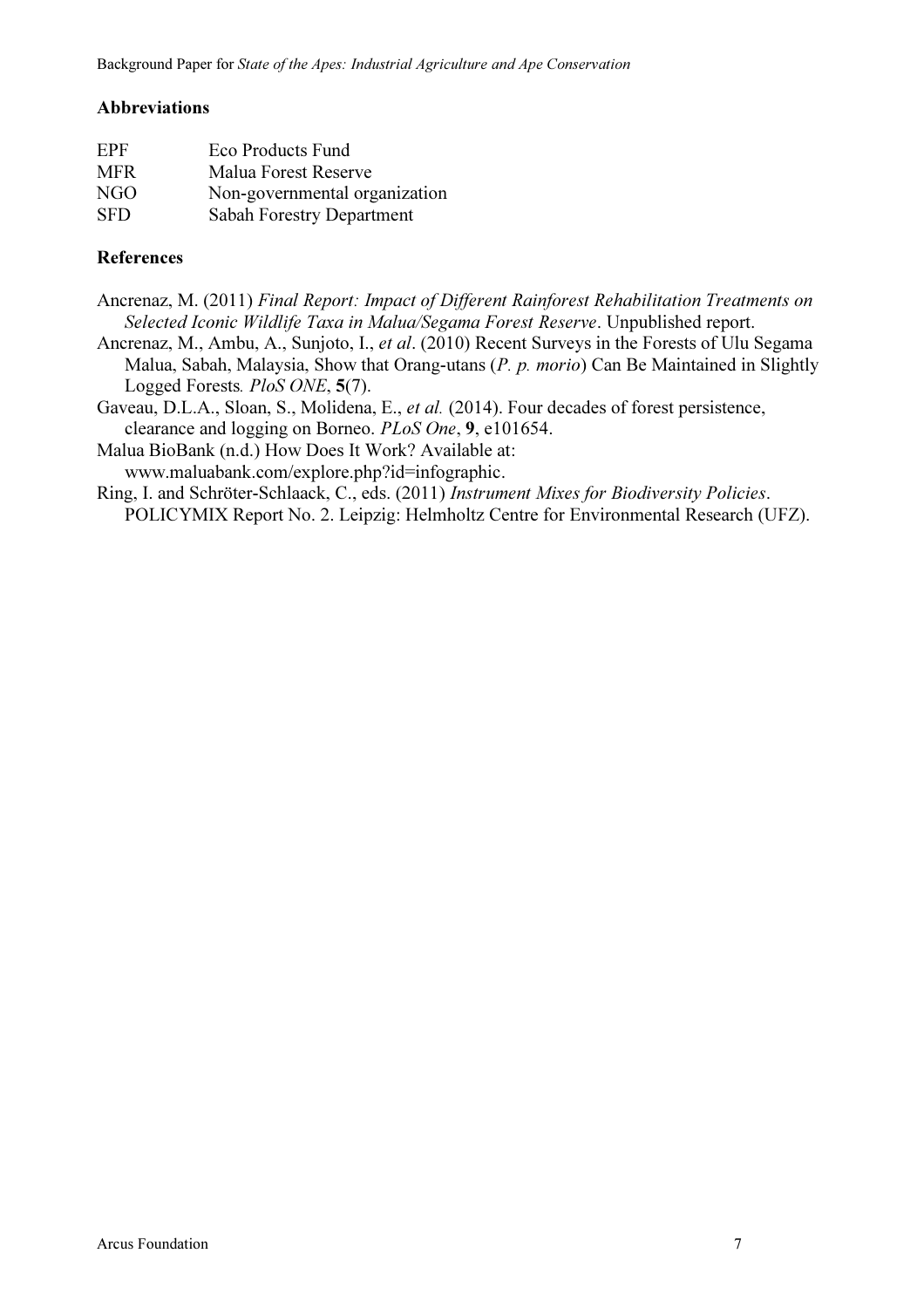## Abbreviations

| | |
|---|---|
| EPF | Eco Products Fund |
| MFR | Malua Forest Reserve |
| NGO | Non-governmental organization |
| SFD | Sabah Forestry Department |

## References

Ancrenaz, M. (2011) *Final Report: Impact of Different Rainforest Rehabilitation Treatments on Selected Iconic Wildlife Taxa in Malua/Segama Forest Reserve*. Unpublished report.

Ancrenaz, M., Ambu, A., Sunjoto, I., *et al*. (2010) Recent Surveys in the Forests of Ulu Segama Malua, Sabah, Malaysia, Show that Orang-utans (*P. p. morio*) Can Be Maintained in Slightly Logged Forests*. PloS ONE*, **5**(7).

Gaveau, D.L.A., Sloan, S., Molidena, E., *et al.* (2014). Four decades of forest persistence, clearance and logging on Borneo. *PLoS One*, **9**, e101654.

Malua BioBank (n.d.) How Does It Work? Available at: www.maluabank.com/explore.php?id=infographic.

Ring, I. and Schröter-Schlaack, C., eds. (2011) *Instrument Mixes for Biodiversity Policies*. POLICYMIX Report No. 2. Leipzig: Helmholtz Centre for Environmental Research (UFZ).